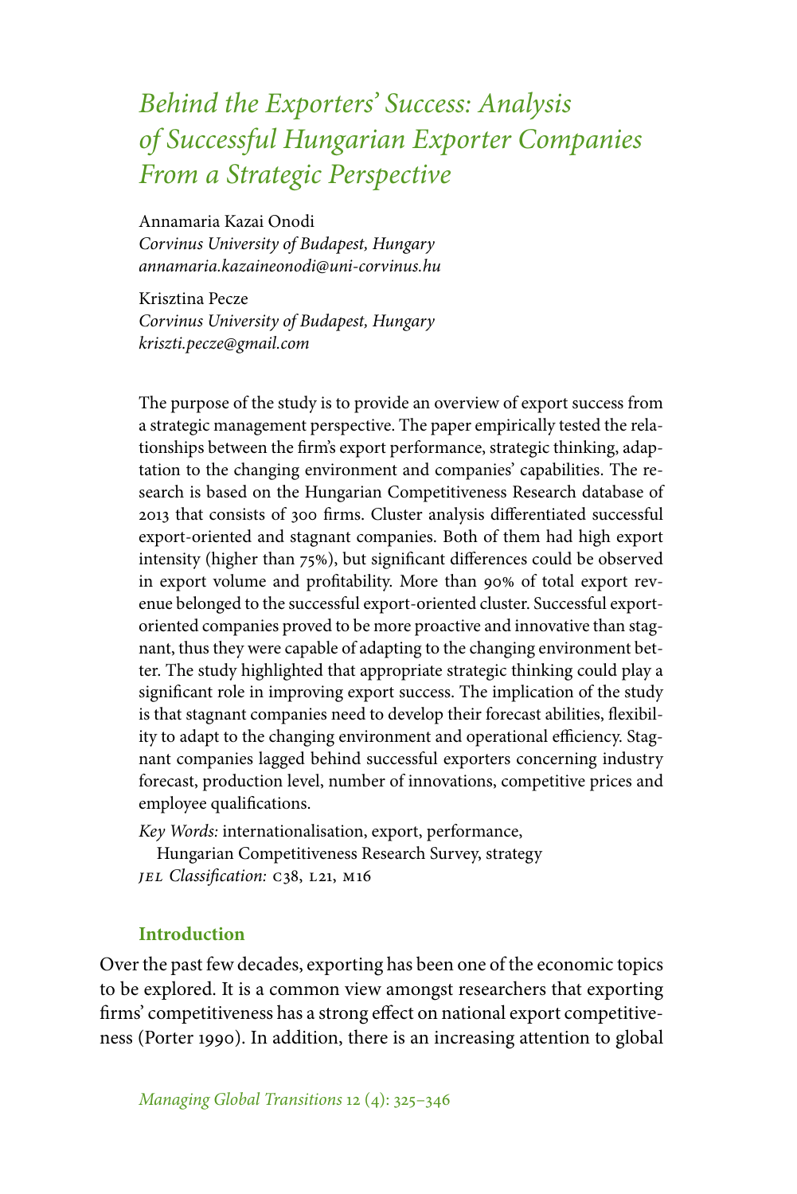# Behind the Exporters' Success: Analysis of Successful Hungarian Exporter Companies From a Strategic Perspective

Annamaria Kazai Onodi
*Corvinus University of Budapest, Hungary*
*annamaria.kazaineonodi@uni-corvinus.hu*

Krisztina Pecze
*Corvinus University of Budapest, Hungary*
*kriszti.pecze@gmail.com*

The purpose of the study is to provide an overview of export success from a strategic management perspective. The paper empirically tested the relationships between the firm's export performance, strategic thinking, adaptation to the changing environment and companies' capabilities. The research is based on the Hungarian Competitiveness Research database of 2013 that consists of 300 firms. Cluster analysis differentiated successful export-oriented and stagnant companies. Both of them had high export intensity (higher than 75%), but significant differences could be observed in export volume and profitability. More than 90% of total export revenue belonged to the successful export-oriented cluster. Successful export-oriented companies proved to be more proactive and innovative than stagnant, thus they were capable of adapting to the changing environment better. The study highlighted that appropriate strategic thinking could play a significant role in improving export success. The implication of the study is that stagnant companies need to develop their forecast abilities, flexibility to adapt to the changing environment and operational efficiency. Stagnant companies lagged behind successful exporters concerning industry forecast, production level, number of innovations, competitive prices and employee qualifications.

*Key Words:* internationalisation, export, performance, Hungarian Competitiveness Research Survey, strategy
*JEL Classification:* C38, L21, M16

## Introduction

Over the past few decades, exporting has been one of the economic topics to be explored. It is a common view amongst researchers that exporting firms' competitiveness has a strong effect on national export competitiveness (Porter 1990). In addition, there is an increasing attention to global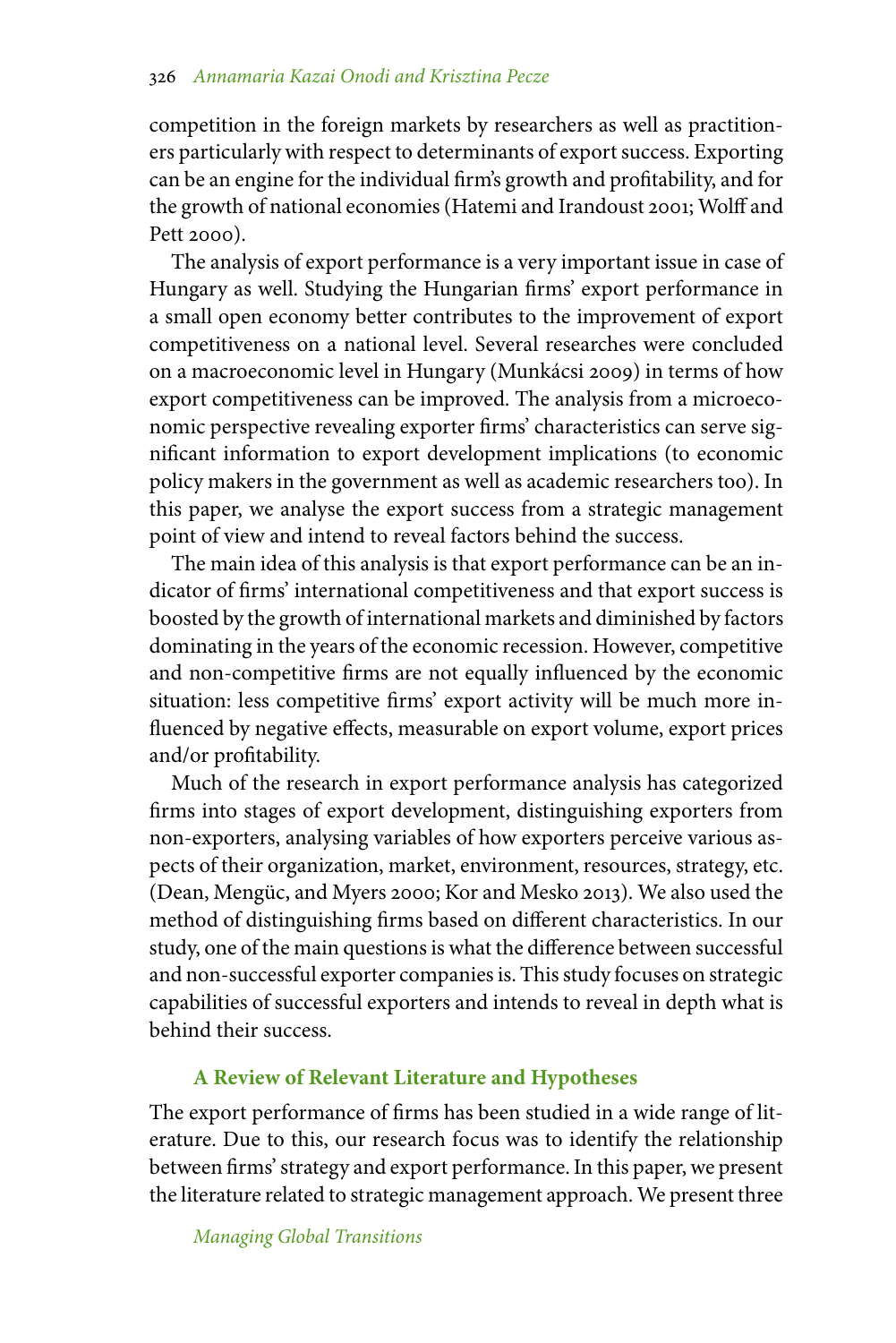competition in the foreign markets by researchers as well as practitioners particularly with respect to determinants of export success. Exporting can be an engine for the individual firm's growth and profitability, and for the growth of national economies (Hatemi and Irandoust 2001; Wolff and Pett 2000).

The analysis of export performance is a very important issue in case of Hungary as well. Studying the Hungarian firms' export performance in a small open economy better contributes to the improvement of export competitiveness on a national level. Several researches were concluded on a macroeconomic level in Hungary (Munkácsi 2009) in terms of how export competitiveness can be improved. The analysis from a microeconomic perspective revealing exporter firms' characteristics can serve significant information to export development implications (to economic policy makers in the government as well as academic researchers too). In this paper, we analyse the export success from a strategic management point of view and intend to reveal factors behind the success.

The main idea of this analysis is that export performance can be an indicator of firms' international competitiveness and that export success is boosted by the growth of international markets and diminished by factors dominating in the years of the economic recession. However, competitive and non-competitive firms are not equally influenced by the economic situation: less competitive firms' export activity will be much more influenced by negative effects, measurable on export volume, export prices and/or profitability.

Much of the research in export performance analysis has categorized firms into stages of export development, distinguishing exporters from non-exporters, analysing variables of how exporters perceive various aspects of their organization, market, environment, resources, strategy, etc. (Dean, Mengüc, and Myers 2000; Kor and Mesko 2013). We also used the method of distinguishing firms based on different characteristics. In our study, one of the main questions is what the difference between successful and non-successful exporter companies is. This study focuses on strategic capabilities of successful exporters and intends to reveal in depth what is behind their success.

## A Review of Relevant Literature and Hypotheses

The export performance of firms has been studied in a wide range of literature. Due to this, our research focus was to identify the relationship between firms' strategy and export performance. In this paper, we present the literature related to strategic management approach. We present three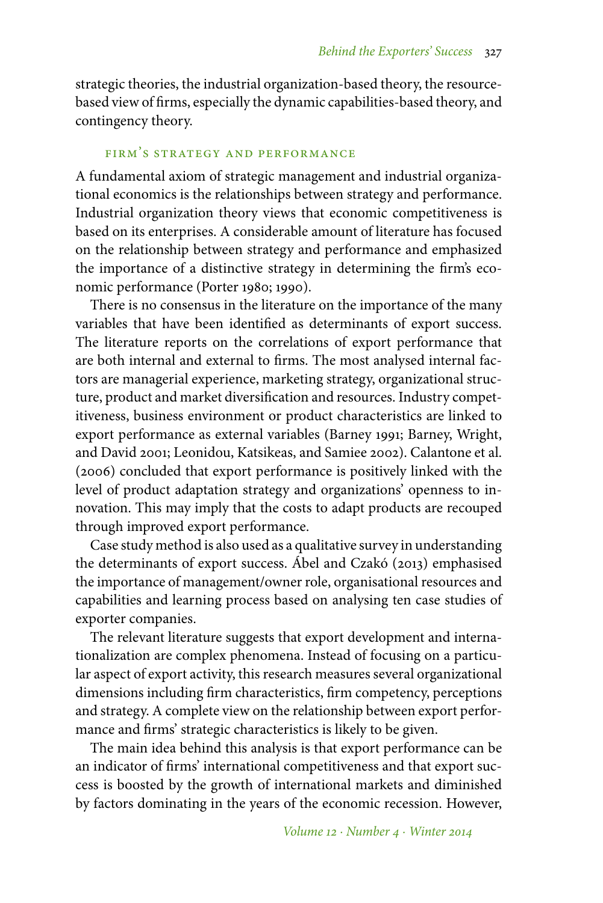strategic theories, the industrial organization-based theory, the resource-based view of firms, especially the dynamic capabilities-based theory, and contingency theory.

## Firm's Strategy and Performance

A fundamental axiom of strategic management and industrial organizational economics is the relationships between strategy and performance. Industrial organization theory views that economic competitiveness is based on its enterprises. A considerable amount of literature has focused on the relationship between strategy and performance and emphasized the importance of a distinctive strategy in determining the firm's economic performance (Porter 1980; 1990).

There is no consensus in the literature on the importance of the many variables that have been identified as determinants of export success. The literature reports on the correlations of export performance that are both internal and external to firms. The most analysed internal factors are managerial experience, marketing strategy, organizational structure, product and market diversification and resources. Industry competitiveness, business environment or product characteristics are linked to export performance as external variables (Barney 1991; Barney, Wright, and David 2001; Leonidou, Katsikeas, and Samiee 2002). Calantone et al. (2006) concluded that export performance is positively linked with the level of product adaptation strategy and organizations' openness to innovation. This may imply that the costs to adapt products are recouped through improved export performance.

Case study method is also used as a qualitative survey in understanding the determinants of export success. Ábel and Czakó (2013) emphasised the importance of management/owner role, organisational resources and capabilities and learning process based on analysing ten case studies of exporter companies.

The relevant literature suggests that export development and internationalization are complex phenomena. Instead of focusing on a particular aspect of export activity, this research measures several organizational dimensions including firm characteristics, firm competency, perceptions and strategy. A complete view on the relationship between export performance and firms' strategic characteristics is likely to be given.

The main idea behind this analysis is that export performance can be an indicator of firms' international competitiveness and that export success is boosted by the growth of international markets and diminished by factors dominating in the years of the economic recession. However,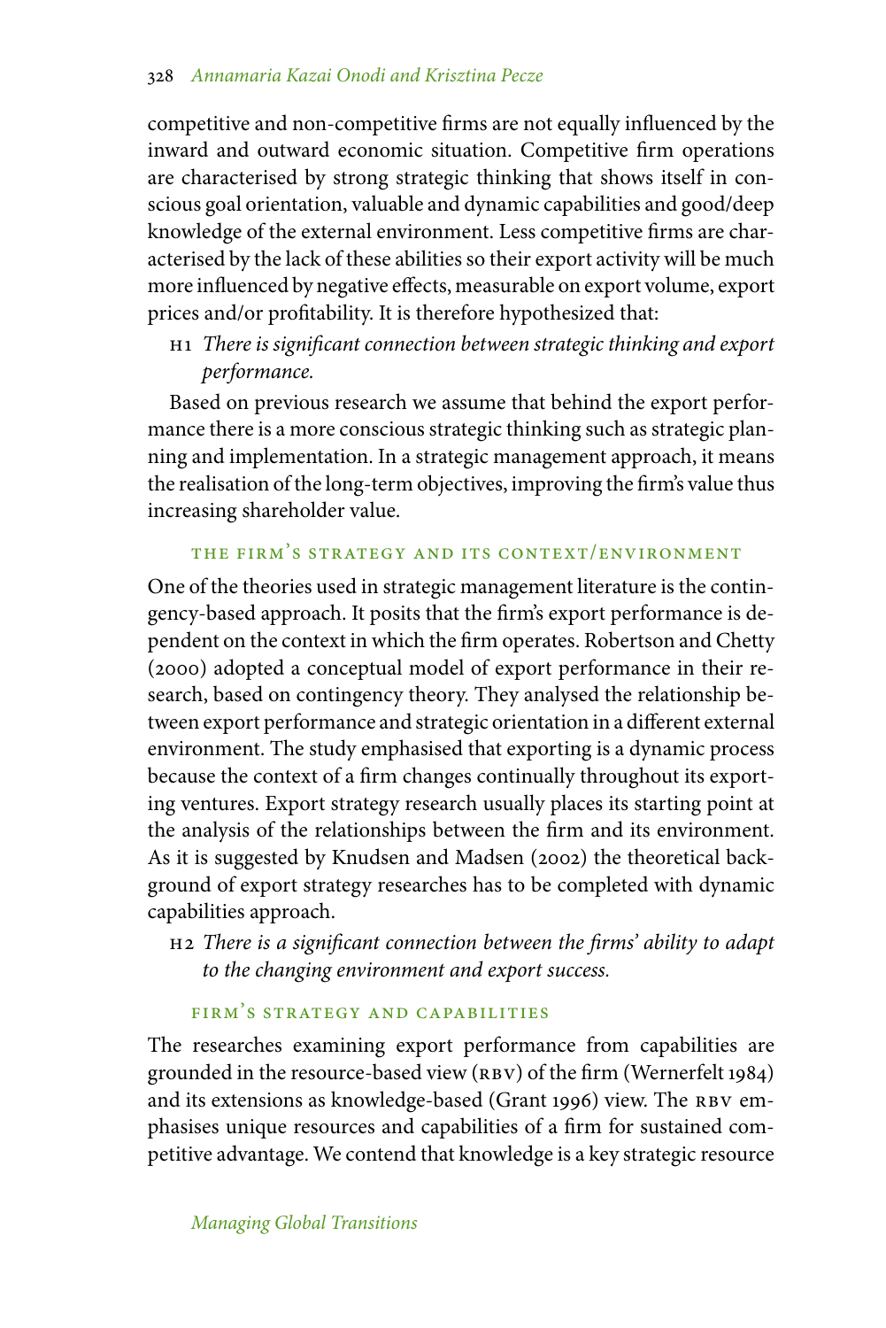competitive and non-competitive firms are not equally influenced by the inward and outward economic situation. Competitive firm operations are characterised by strong strategic thinking that shows itself in conscious goal orientation, valuable and dynamic capabilities and good/deep knowledge of the external environment. Less competitive firms are characterised by the lack of these abilities so their export activity will be much more influenced by negative effects, measurable on export volume, export prices and/or profitability. It is therefore hypothesized that:

H1 *There is significant connection between strategic thinking and export performance.*

Based on previous research we assume that behind the export performance there is a more conscious strategic thinking such as strategic planning and implementation. In a strategic management approach, it means the realisation of the long-term objectives, improving the firm's value thus increasing shareholder value.

### The Firm's Strategy and Its Context/Environment

One of the theories used in strategic management literature is the contingency-based approach. It posits that the firm's export performance is dependent on the context in which the firm operates. Robertson and Chetty (2000) adopted a conceptual model of export performance in their research, based on contingency theory. They analysed the relationship between export performance and strategic orientation in a different external environment. The study emphasised that exporting is a dynamic process because the context of a firm changes continually throughout its exporting ventures. Export strategy research usually places its starting point at the analysis of the relationships between the firm and its environment. As it is suggested by Knudsen and Madsen (2002) the theoretical background of export strategy researches has to be completed with dynamic capabilities approach.

H2 *There is a significant connection between the firms' ability to adapt to the changing environment and export success.*

### Firm's Strategy and Capabilities

The researches examining export performance from capabilities are grounded in the resource-based view (RBV) of the firm (Wernerfelt 1984) and its extensions as knowledge-based (Grant 1996) view. The RBV emphasises unique resources and capabilities of a firm for sustained competitive advantage. We contend that knowledge is a key strategic resource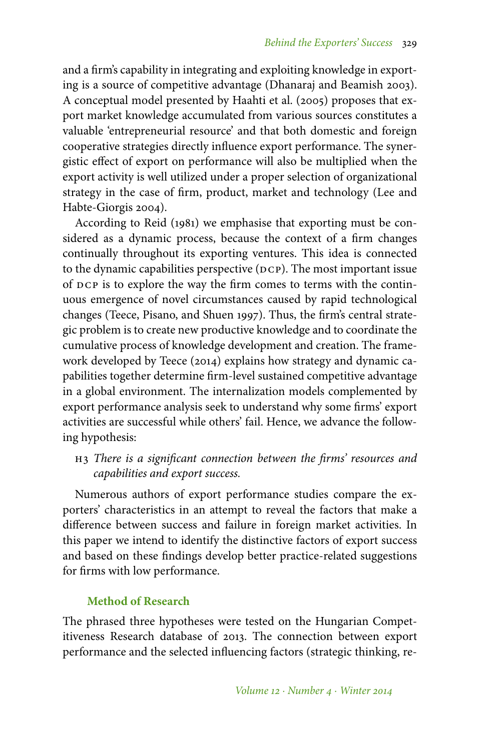and a firm's capability in integrating and exploiting knowledge in exporting is a source of competitive advantage (Dhanaraj and Beamish 2003). A conceptual model presented by Haahti et al. (2005) proposes that export market knowledge accumulated from various sources constitutes a valuable 'entrepreneurial resource' and that both domestic and foreign cooperative strategies directly influence export performance. The synergistic effect of export on performance will also be multiplied when the export activity is well utilized under a proper selection of organizational strategy in the case of firm, product, market and technology (Lee and Habte-Giorgis 2004).

According to Reid (1981) we emphasise that exporting must be considered as a dynamic process, because the context of a firm changes continually throughout its exporting ventures. This idea is connected to the dynamic capabilities perspective (DCP). The most important issue of DCP is to explore the way the firm comes to terms with the continuous emergence of novel circumstances caused by rapid technological changes (Teece, Pisano, and Shuen 1997). Thus, the firm's central strategic problem is to create new productive knowledge and to coordinate the cumulative process of knowledge development and creation. The framework developed by Teece (2014) explains how strategy and dynamic capabilities together determine firm-level sustained competitive advantage in a global environment. The internalization models complemented by export performance analysis seek to understand why some firms' export activities are successful while others' fail. Hence, we advance the following hypothesis:

H3 *There is a significant connection between the firms' resources and capabilities and export success.*

Numerous authors of export performance studies compare the exporters' characteristics in an attempt to reveal the factors that make a difference between success and failure in foreign market activities. In this paper we intend to identify the distinctive factors of export success and based on these findings develop better practice-related suggestions for firms with low performance.

## Method of Research

The phrased three hypotheses were tested on the Hungarian Competitiveness Research database of 2013. The connection between export performance and the selected influencing factors (strategic thinking, re-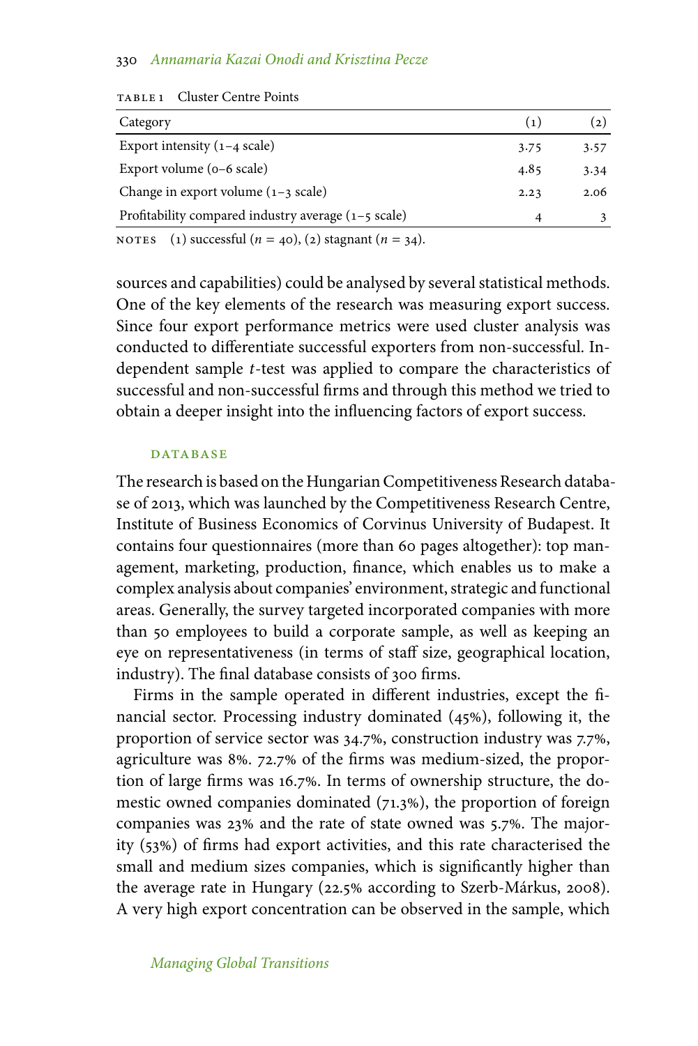TABLE 1 Cluster Centre Points

| Category | (1) | (2) |
|---|---|---|
| Export intensity (1–4 scale) | 3.75 | 3.57 |
| Export volume (0–6 scale) | 4.85 | 3.34 |
| Change in export volume (1–3 scale) | 2.23 | 2.06 |
| Profitability compared industry average (1–5 scale) | 4 | 3 |

NOTES (1) successful ($n = 40$), (2) stagnant ($n = 34$).

sources and capabilities) could be analysed by several statistical methods. One of the key elements of the research was measuring export success. Since four export performance metrics were used cluster analysis was conducted to differentiate successful exporters from non-successful. Independent sample *t*-test was applied to compare the characteristics of successful and non-successful firms and through this method we tried to obtain a deeper insight into the influencing factors of export success.

## DATABASE

The research is based on the Hungarian Competitiveness Research database of 2013, which was launched by the Competitiveness Research Centre, Institute of Business Economics of Corvinus University of Budapest. It contains four questionnaires (more than 60 pages altogether): top management, marketing, production, finance, which enables us to make a complex analysis about companies' environment, strategic and functional areas. Generally, the survey targeted incorporated companies with more than 50 employees to build a corporate sample, as well as keeping an eye on representativeness (in terms of staff size, geographical location, industry). The final database consists of 300 firms.

Firms in the sample operated in different industries, except the financial sector. Processing industry dominated (45%), following it, the proportion of service sector was 34.7%, construction industry was 7.7%, agriculture was 8%. 72.7% of the firms was medium-sized, the proportion of large firms was 16.7%. In terms of ownership structure, the domestic owned companies dominated (71.3%), the proportion of foreign companies was 23% and the rate of state owned was 5.7%. The majority (53%) of firms had export activities, and this rate characterised the small and medium sizes companies, which is significantly higher than the average rate in Hungary (22.5% according to Szerb-Márkus, 2008). A very high export concentration can be observed in the sample, which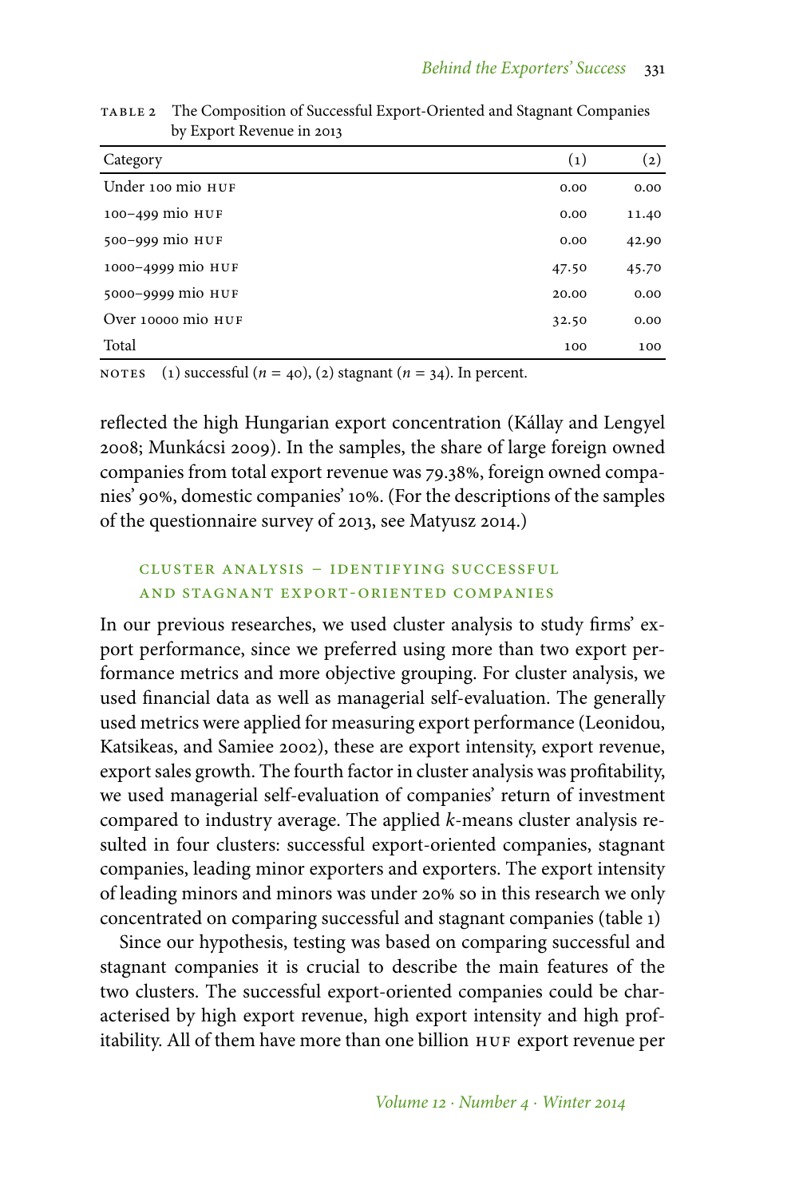TABLE 2 The Composition of Successful Export-Oriented and Stagnant Companies by Export Revenue in 2013

| Category | (1) | (2) |
|---|---|---|
| Under 100 mio HUF | 0.00 | 0.00 |
| 100–499 mio HUF | 0.00 | 11.40 |
| 500–999 mio HUF | 0.00 | 42.90 |
| 1000–4999 mio HUF | 47.50 | 45.70 |
| 5000–9999 mio HUF | 20.00 | 0.00 |
| Over 10000 mio HUF | 32.50 | 0.00 |
| Total | 100 | 100 |

NOTES (1) successful ($n = 40$), (2) stagnant ($n = 34$). In percent.

reflected the high Hungarian export concentration (Kállay and Lengyel 2008; Munkácsi 2009). In the samples, the share of large foreign owned companies from total export revenue was 79.38%, foreign owned companies' 90%, domestic companies' 10%. (For the descriptions of the samples of the questionnaire survey of 2013, see Matyusz 2014.)

## CLUSTER ANALYSIS – IDENTIFYING SUCCESSFUL AND STAGNANT EXPORT-ORIENTED COMPANIES

In our previous researches, we used cluster analysis to study firms' export performance, since we preferred using more than two export performance metrics and more objective grouping. For cluster analysis, we used financial data as well as managerial self-evaluation. The generally used metrics were applied for measuring export performance (Leonidou, Katsikeas, and Samiee 2002), these are export intensity, export revenue, export sales growth. The fourth factor in cluster analysis was profitability, we used managerial self-evaluation of companies' return of investment compared to industry average. The applied *k*-means cluster analysis resulted in four clusters: successful export-oriented companies, stagnant companies, leading minor exporters and exporters. The export intensity of leading minors and minors was under 20% so in this research we only concentrated on comparing successful and stagnant companies (table 1)

Since our hypothesis, testing was based on comparing successful and stagnant companies it is crucial to describe the main features of the two clusters. The successful export-oriented companies could be characterised by high export revenue, high export intensity and high profitability. All of them have more than one billion HUF export revenue per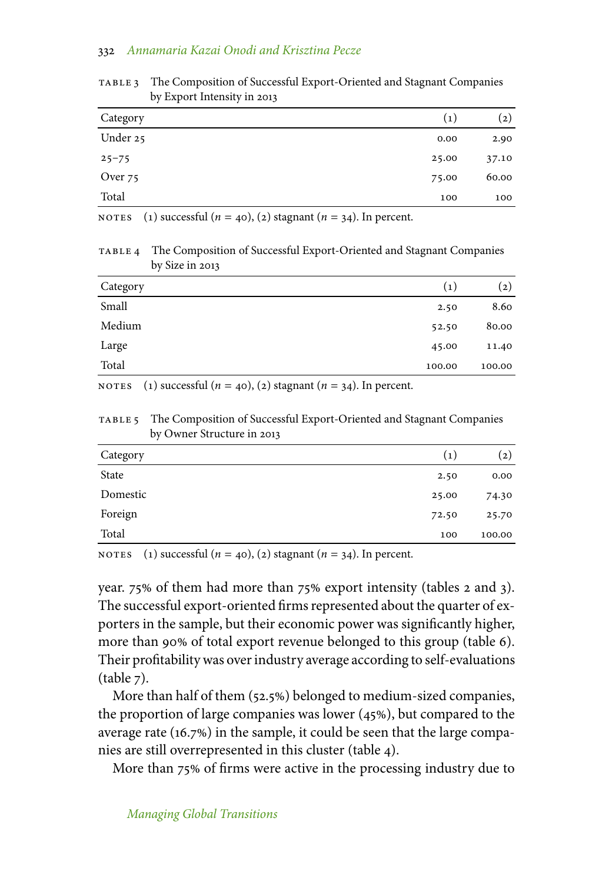TABLE 3 The Composition of Successful Export-Oriented and Stagnant Companies by Export Intensity in 2013

| Category | (1) | (2) |
|---|---|---|
| Under 25 | 0.00 | 2.90 |
| 25–75 | 25.00 | 37.10 |
| Over 75 | 75.00 | 60.00 |
| Total | 100 | 100 |

NOTES (1) successful ($n$ = 40), (2) stagnant ($n$ = 34). In percent.

TABLE 4 The Composition of Successful Export-Oriented and Stagnant Companies by Size in 2013

| Category | (1) | (2) |
|---|---|---|
| Small | 2.50 | 8.60 |
| Medium | 52.50 | 80.00 |
| Large | 45.00 | 11.40 |
| Total | 100.00 | 100.00 |

NOTES (1) successful ($n$ = 40), (2) stagnant ($n$ = 34). In percent.

TABLE 5 The Composition of Successful Export-Oriented and Stagnant Companies by Owner Structure in 2013

| Category | (1) | (2) |
|---|---|---|
| State | 2.50 | 0.00 |
| Domestic | 25.00 | 74.30 |
| Foreign | 72.50 | 25.70 |
| Total | 100 | 100.00 |

NOTES (1) successful ($n$ = 40), (2) stagnant ($n$ = 34). In percent.

year. 75% of them had more than 75% export intensity (tables 2 and 3). The successful export-oriented firms represented about the quarter of exporters in the sample, but their economic power was significantly higher, more than 90% of total export revenue belonged to this group (table 6). Their profitability was over industry average according to self-evaluations (table 7).

More than half of them (52.5%) belonged to medium-sized companies, the proportion of large companies was lower (45%), but compared to the average rate (16.7%) in the sample, it could be seen that the large companies are still overrepresented in this cluster (table 4).

More than 75% of firms were active in the processing industry due to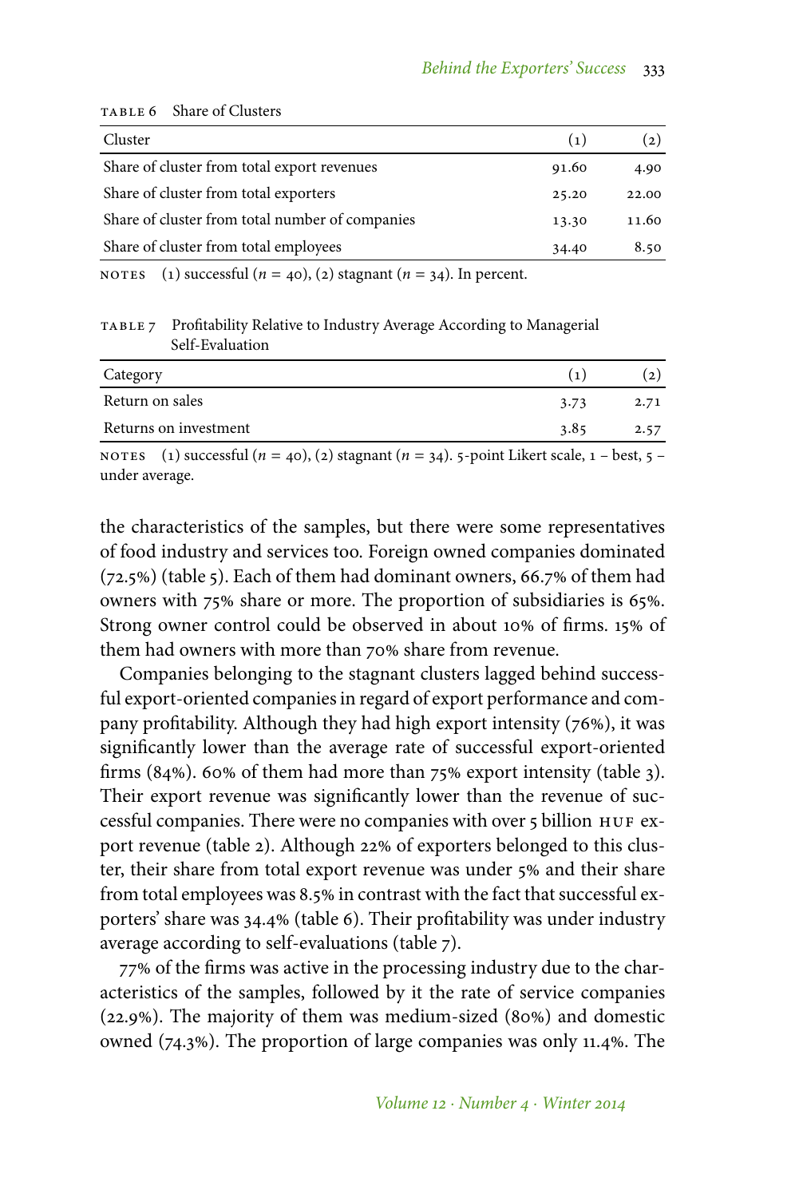TABLE 6 Share of Clusters

| Cluster | (1) | (2) |
|---|---|---|
| Share of cluster from total export revenues | 91.60 | 4.90 |
| Share of cluster from total exporters | 25.20 | 22.00 |
| Share of cluster from total number of companies | 13.30 | 11.60 |
| Share of cluster from total employees | 34.40 | 8.50 |

NOTES (1) successful ($n = 40$), (2) stagnant ($n = 34$). In percent.

TABLE 7 Profitability Relative to Industry Average According to Managerial Self-Evaluation

| Category | (1) | (2) |
|---|---|---|
| Return on sales | 3.73 | 2.71 |
| Returns on investment | 3.85 | 2.57 |

NOTES (1) successful ($n = 40$), (2) stagnant ($n = 34$). 5-point Likert scale, 1 – best, 5 – under average.

the characteristics of the samples, but there were some representatives of food industry and services too. Foreign owned companies dominated (72.5%) (table 5). Each of them had dominant owners, 66.7% of them had owners with 75% share or more. The proportion of subsidiaries is 65%. Strong owner control could be observed in about 10% of firms. 15% of them had owners with more than 70% share from revenue.

Companies belonging to the stagnant clusters lagged behind successful export-oriented companies in regard of export performance and company profitability. Although they had high export intensity (76%), it was significantly lower than the average rate of successful export-oriented firms (84%). 60% of them had more than 75% export intensity (table 3). Their export revenue was significantly lower than the revenue of successful companies. There were no companies with over 5 billion HUF export revenue (table 2). Although 22% of exporters belonged to this cluster, their share from total export revenue was under 5% and their share from total employees was 8.5% in contrast with the fact that successful exporters' share was 34.4% (table 6). Their profitability was under industry average according to self-evaluations (table 7).

77% of the firms was active in the processing industry due to the characteristics of the samples, followed by it the rate of service companies (22.9%). The majority of them was medium-sized (80%) and domestic owned (74.3%). The proportion of large companies was only 11.4%. The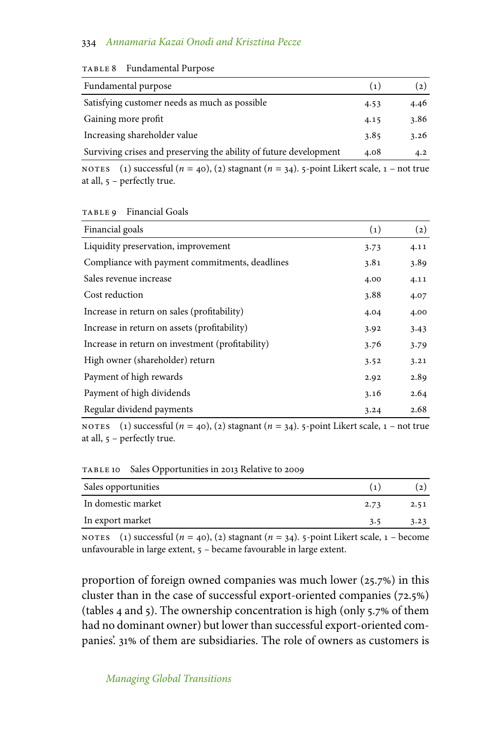TABLE 8 Fundamental Purpose

| Fundamental purpose | (1) | (2) |
|---|---|---|
| Satisfying customer needs as much as possible | 4.53 | 4.46 |
| Gaining more profit | 4.15 | 3.86 |
| Increasing shareholder value | 3.85 | 3.26 |
| Surviving crises and preserving the ability of future development | 4.08 | 4.2 |

NOTES (1) successful ($n = 40$), (2) stagnant ($n = 34$). 5-point Likert scale, 1 – not true at all, 5 – perfectly true.

TABLE 9 Financial Goals

| Financial goals | (1) | (2) |
|---|---|---|
| Liquidity preservation, improvement | 3.73 | 4.11 |
| Compliance with payment commitments, deadlines | 3.81 | 3.89 |
| Sales revenue increase | 4.00 | 4.11 |
| Cost reduction | 3.88 | 4.07 |
| Increase in return on sales (profitability) | 4.04 | 4.00 |
| Increase in return on assets (profitability) | 3.92 | 3.43 |
| Increase in return on investment (profitability) | 3.76 | 3.79 |
| High owner (shareholder) return | 3.52 | 3.21 |
| Payment of high rewards | 2.92 | 2.89 |
| Payment of high dividends | 3.16 | 2.64 |
| Regular dividend payments | 3.24 | 2.68 |

NOTES (1) successful ($n = 40$), (2) stagnant ($n = 34$). 5-point Likert scale, 1 – not true at all, 5 – perfectly true.

TABLE 10 Sales Opportunities in 2013 Relative to 2009

| Sales opportunities | (1) | (2) |
|---|---|---|
| In domestic market | 2.73 | 2.51 |
| In export market | 3.5 | 3.23 |

NOTES (1) successful ($n = 40$), (2) stagnant ($n = 34$). 5-point Likert scale, 1 – become unfavourable in large extent, 5 – became favourable in large extent.

proportion of foreign owned companies was much lower (25.7%) in this cluster than in the case of successful export-oriented companies (72.5%) (tables 4 and 5). The ownership concentration is high (only 5.7% of them had no dominant owner) but lower than successful export-oriented companies'. 31% of them are subsidiaries. The role of owners as customers is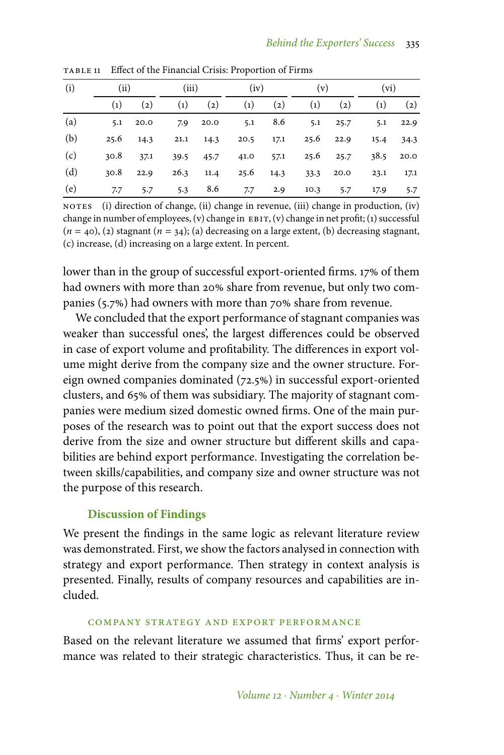TABLE 11 Effect of the Financial Crisis: Proportion of Firms

| (i) | (ii) | | (iii) | | (iv) | | (v) | | (vi) | |
|---|---|---|---|---|---|---|---|---|---|---|
| | (1) | (2) | (1) | (2) | (1) | (2) | (1) | (2) | (1) | (2) |
| (a) | 5.1 | 20.0 | 7.9 | 20.0 | 5.1 | 8.6 | 5.1 | 25.7 | 5.1 | 22.9 |
| (b) | 25.6 | 14.3 | 21.1 | 14.3 | 20.5 | 17.1 | 25.6 | 22.9 | 15.4 | 34.3 |
| (c) | 30.8 | 37.1 | 39.5 | 45.7 | 41.0 | 57.1 | 25.6 | 25.7 | 38.5 | 20.0 |
| (d) | 30.8 | 22.9 | 26.3 | 11.4 | 25.6 | 14.3 | 33.3 | 20.0 | 23.1 | 17.1 |
| (e) | 7.7 | 5.7 | 5.3 | 8.6 | 7.7 | 2.9 | 10.3 | 5.7 | 17.9 | 5.7 |

NOTES (i) direction of change, (ii) change in revenue, (iii) change in production, (iv) change in number of employees, (v) change in EBIT, (v) change in net profit; (1) successful ($n = 40$), (2) stagnant ($n = 34$); (a) decreasing on a large extent, (b) decreasing stagnant, (c) increase, (d) increasing on a large extent. In percent.

lower than in the group of successful export-oriented firms. 17% of them had owners with more than 20% share from revenue, but only two companies (5.7%) had owners with more than 70% share from revenue.

We concluded that the export performance of stagnant companies was weaker than successful ones', the largest differences could be observed in case of export volume and profitability. The differences in export volume might derive from the company size and the owner structure. Foreign owned companies dominated (72.5%) in successful export-oriented clusters, and 65% of them was subsidiary. The majority of stagnant companies were medium sized domestic owned firms. One of the main purposes of the research was to point out that the export success does not derive from the size and owner structure but different skills and capabilities are behind export performance. Investigating the correlation between skills/capabilities, and company size and owner structure was not the purpose of this research.

## Discussion of Findings

We present the findings in the same logic as relevant literature review was demonstrated. First, we show the factors analysed in connection with strategy and export performance. Then strategy in context analysis is presented. Finally, results of company resources and capabilities are included.

### COMPANY STRATEGY AND EXPORT PERFORMANCE

Based on the relevant literature we assumed that firms' export performance was related to their strategic characteristics. Thus, it can be re-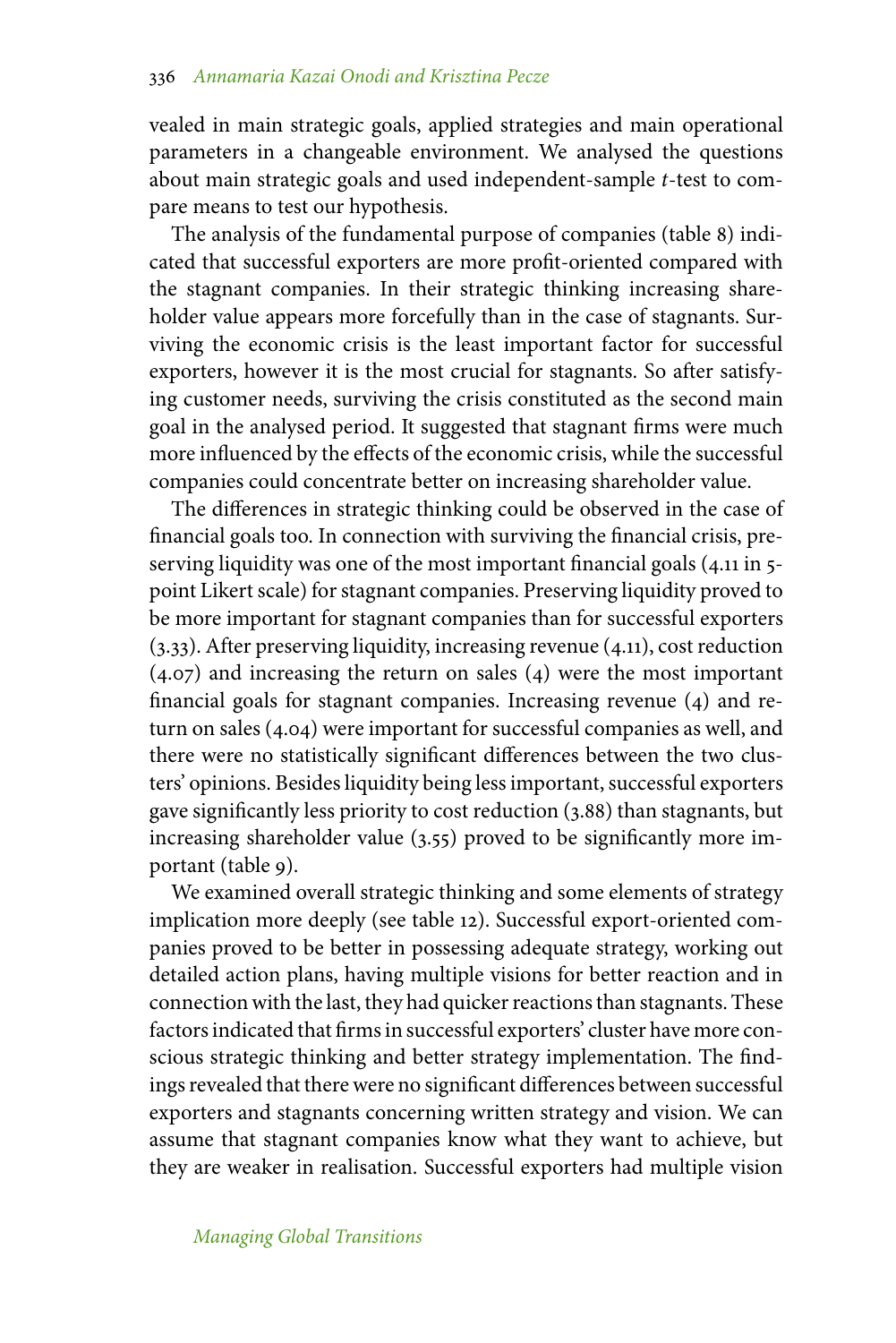vealed in main strategic goals, applied strategies and main operational parameters in a changeable environment. We analysed the questions about main strategic goals and used independent-sample *t*-test to compare means to test our hypothesis.

The analysis of the fundamental purpose of companies (table 8) indicated that successful exporters are more profit-oriented compared with the stagnant companies. In their strategic thinking increasing shareholder value appears more forcefully than in the case of stagnants. Surviving the economic crisis is the least important factor for successful exporters, however it is the most crucial for stagnants. So after satisfying customer needs, surviving the crisis constituted as the second main goal in the analysed period. It suggested that stagnant firms were much more influenced by the effects of the economic crisis, while the successful companies could concentrate better on increasing shareholder value.

The differences in strategic thinking could be observed in the case of financial goals too. In connection with surviving the financial crisis, preserving liquidity was one of the most important financial goals (4.11 in 5-point Likert scale) for stagnant companies. Preserving liquidity proved to be more important for stagnant companies than for successful exporters (3.33). After preserving liquidity, increasing revenue (4.11), cost reduction (4.07) and increasing the return on sales (4) were the most important financial goals for stagnant companies. Increasing revenue (4) and return on sales (4.04) were important for successful companies as well, and there were no statistically significant differences between the two clusters' opinions. Besides liquidity being less important, successful exporters gave significantly less priority to cost reduction (3.88) than stagnants, but increasing shareholder value (3.55) proved to be significantly more important (table 9).

We examined overall strategic thinking and some elements of strategy implication more deeply (see table 12). Successful export-oriented companies proved to be better in possessing adequate strategy, working out detailed action plans, having multiple visions for better reaction and in connection with the last, they had quicker reactions than stagnants. These factors indicated that firms in successful exporters' cluster have more conscious strategic thinking and better strategy implementation. The findings revealed that there were no significant differences between successful exporters and stagnants concerning written strategy and vision. We can assume that stagnant companies know what they want to achieve, but they are weaker in realisation. Successful exporters had multiple vision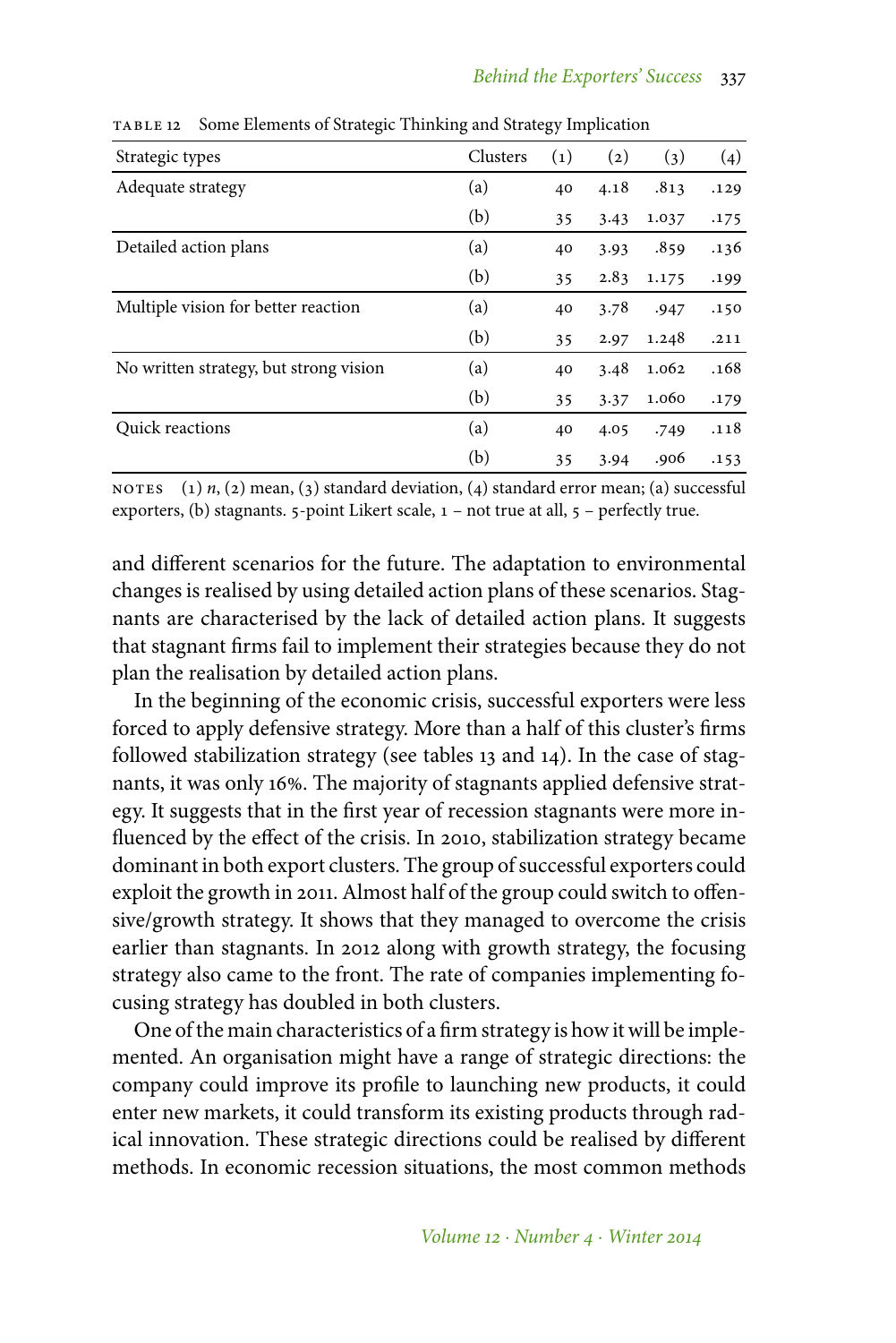TABLE 12 Some Elements of Strategic Thinking and Strategy Implication

| Strategic types | Clusters | (1) | (2) | (3) | (4) |
|---|---|---|---|---|---|
| Adequate strategy | (a) | 40 | 4.18 | .813 | .129 |
| | (b) | 35 | 3.43 | 1.037 | .175 |
| Detailed action plans | (a) | 40 | 3.93 | .859 | .136 |
| | (b) | 35 | 2.83 | 1.175 | .199 |
| Multiple vision for better reaction | (a) | 40 | 3.78 | .947 | .150 |
| | (b) | 35 | 2.97 | 1.248 | .211 |
| No written strategy, but strong vision | (a) | 40 | 3.48 | 1.062 | .168 |
| | (b) | 35 | 3.37 | 1.060 | .179 |
| Quick reactions | (a) | 40 | 4.05 | .749 | .118 |
| | (b) | 35 | 3.94 | .906 | .153 |

NOTES (1) *n*, (2) mean, (3) standard deviation, (4) standard error mean; (a) successful exporters, (b) stagnants. 5-point Likert scale, 1 – not true at all, 5 – perfectly true.

and different scenarios for the future. The adaptation to environmental changes is realised by using detailed action plans of these scenarios. Stagnants are characterised by the lack of detailed action plans. It suggests that stagnant firms fail to implement their strategies because they do not plan the realisation by detailed action plans.

In the beginning of the economic crisis, successful exporters were less forced to apply defensive strategy. More than a half of this cluster's firms followed stabilization strategy (see tables 13 and 14). In the case of stagnants, it was only 16%. The majority of stagnants applied defensive strategy. It suggests that in the first year of recession stagnants were more influenced by the effect of the crisis. In 2010, stabilization strategy became dominant in both export clusters. The group of successful exporters could exploit the growth in 2011. Almost half of the group could switch to offensive/growth strategy. It shows that they managed to overcome the crisis earlier than stagnants. In 2012 along with growth strategy, the focusing strategy also came to the front. The rate of companies implementing focusing strategy has doubled in both clusters.

One of the main characteristics of a firm strategy is how it will be implemented. An organisation might have a range of strategic directions: the company could improve its profile to launching new products, it could enter new markets, it could transform its existing products through radical innovation. These strategic directions could be realised by different methods. In economic recession situations, the most common methods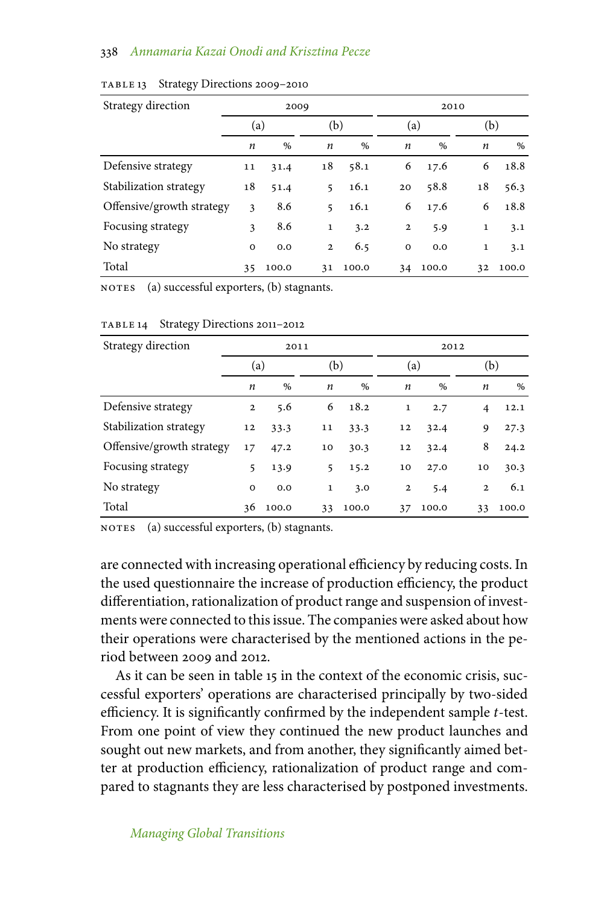TABLE 13 Strategy Directions 2009–2010

| Strategy direction | 2009 | | | | 2010 | | | |
|---|---|---|---|---|---|---|---|---|
| | (a) | | (b) | | (a) | | (b) | |
| | *n* | % | *n* | % | *n* | % | *n* | % |
| Defensive strategy | 11 | 31.4 | 18 | 58.1 | 6 | 17.6 | 6 | 18.8 |
| Stabilization strategy | 18 | 51.4 | 5 | 16.1 | 20 | 58.8 | 18 | 56.3 |
| Offensive/growth strategy | 3 | 8.6 | 5 | 16.1 | 6 | 17.6 | 6 | 18.8 |
| Focusing strategy | 3 | 8.6 | 1 | 3.2 | 2 | 5.9 | 1 | 3.1 |
| No strategy | 0 | 0.0 | 2 | 6.5 | 0 | 0.0 | 1 | 3.1 |
| Total | 35 | 100.0 | 31 | 100.0 | 34 | 100.0 | 32 | 100.0 |

NOTES (a) successful exporters, (b) stagnants.

TABLE 14 Strategy Directions 2011–2012

| Strategy direction | 2011 | | | | 2012 | | | |
|---|---|---|---|---|---|---|---|---|
| | (a) | | (b) | | (a) | | (b) | |
| | *n* | % | *n* | % | *n* | % | *n* | % |
| Defensive strategy | 2 | 5.6 | 6 | 18.2 | 1 | 2.7 | 4 | 12.1 |
| Stabilization strategy | 12 | 33.3 | 11 | 33.3 | 12 | 32.4 | 9 | 27.3 |
| Offensive/growth strategy | 17 | 47.2 | 10 | 30.3 | 12 | 32.4 | 8 | 24.2 |
| Focusing strategy | 5 | 13.9 | 5 | 15.2 | 10 | 27.0 | 10 | 30.3 |
| No strategy | 0 | 0.0 | 1 | 3.0 | 2 | 5.4 | 2 | 6.1 |
| Total | 36 | 100.0 | 33 | 100.0 | 37 | 100.0 | 33 | 100.0 |

NOTES (a) successful exporters, (b) stagnants.

are connected with increasing operational efficiency by reducing costs. In the used questionnaire the increase of production efficiency, the product differentiation, rationalization of product range and suspension of investments were connected to this issue. The companies were asked about how their operations were characterised by the mentioned actions in the period between 2009 and 2012.

As it can be seen in table 15 in the context of the economic crisis, successful exporters' operations are characterised principally by two-sided efficiency. It is significantly confirmed by the independent sample *t*-test. From one point of view they continued the new product launches and sought out new markets, and from another, they significantly aimed better at production efficiency, rationalization of product range and compared to stagnants they are less characterised by postponed investments.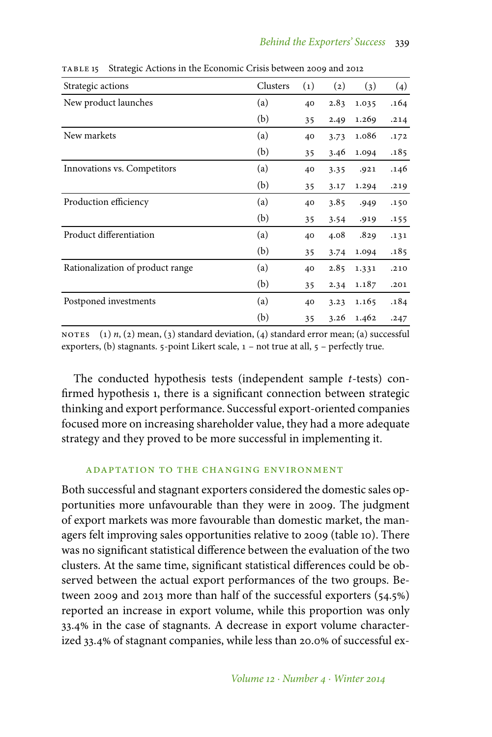TABLE 15 Strategic Actions in the Economic Crisis between 2009 and 2012

| Strategic actions | Clusters | (1) | (2) | (3) | (4) |
|---|---|---|---|---|---|
| New product launches | (a) | 40 | 2.83 | 1.035 | .164 |
| | (b) | 35 | 2.49 | 1.269 | .214 |
| New markets | (a) | 40 | 3.73 | 1.086 | .172 |
| | (b) | 35 | 3.46 | 1.094 | .185 |
| Innovations vs. Competitors | (a) | 40 | 3.35 | .921 | .146 |
| | (b) | 35 | 3.17 | 1.294 | .219 |
| Production efficiency | (a) | 40 | 3.85 | .949 | .150 |
| | (b) | 35 | 3.54 | .919 | .155 |
| Product differentiation | (a) | 40 | 4.08 | .829 | .131 |
| | (b) | 35 | 3.74 | 1.094 | .185 |
| Rationalization of product range | (a) | 40 | 2.85 | 1.331 | .210 |
| | (b) | 35 | 2.34 | 1.187 | .201 |
| Postponed investments | (a) | 40 | 3.23 | 1.165 | .184 |
| | (b) | 35 | 3.26 | 1.462 | .247 |

NOTES (1) *n*, (2) mean, (3) standard deviation, (4) standard error mean; (a) successful exporters, (b) stagnants. 5-point Likert scale, 1 – not true at all, 5 – perfectly true.

The conducted hypothesis tests (independent sample *t*-tests) confirmed hypothesis 1, there is a significant connection between strategic thinking and export performance. Successful export-oriented companies focused more on increasing shareholder value, they had a more adequate strategy and they proved to be more successful in implementing it.

### ADAPTATION TO THE CHANGING ENVIRONMENT

Both successful and stagnant exporters considered the domestic sales opportunities more unfavourable than they were in 2009. The judgment of export markets was more favourable than domestic market, the managers felt improving sales opportunities relative to 2009 (table 10). There was no significant statistical difference between the evaluation of the two clusters. At the same time, significant statistical differences could be observed between the actual export performances of the two groups. Between 2009 and 2013 more than half of the successful exporters (54.5%) reported an increase in export volume, while this proportion was only 33.4% in the case of stagnants. A decrease in export volume characterized 33.4% of stagnant companies, while less than 20.0% of successful ex-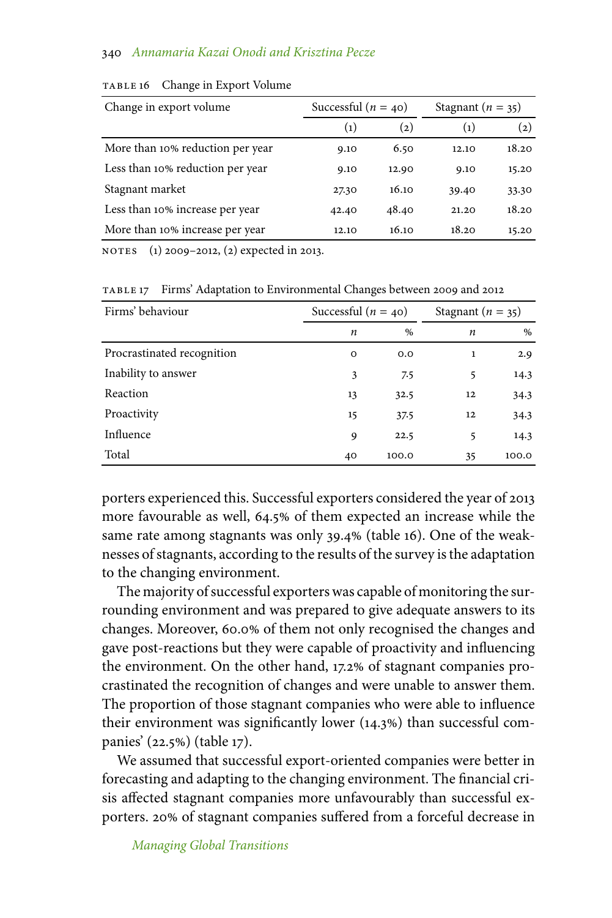TABLE 16 Change in Export Volume

| Change in export volume | Successful ($n = 40$) | | Stagnant ($n = 35$) | |
|---|---|---|---|---|
| | (1) | (2) | (1) | (2) |
| More than 10% reduction per year | 9.10 | 6.50 | 12.10 | 18.20 |
| Less than 10% reduction per year | 9.10 | 12.90 | 9.10 | 15.20 |
| Stagnant market | 27.30 | 16.10 | 39.40 | 33.30 |
| Less than 10% increase per year | 42.40 | 48.40 | 21.20 | 18.20 |
| More than 10% increase per year | 12.10 | 16.10 | 18.20 | 15.20 |

NOTES (1) 2009–2012, (2) expected in 2013.

TABLE 17 Firms' Adaptation to Environmental Changes between 2009 and 2012

| Firms' behaviour | Successful ($n = 40$) | | Stagnant ($n = 35$) | |
|---|---|---|---|---|
| | $n$ | % | $n$ | % |
| Procrastinated recognition | 0 | 0.0 | 1 | 2.9 |
| Inability to answer | 3 | 7.5 | 5 | 14.3 |
| Reaction | 13 | 32.5 | 12 | 34.3 |
| Proactivity | 15 | 37.5 | 12 | 34.3 |
| Influence | 9 | 22.5 | 5 | 14.3 |
| Total | 40 | 100.0 | 35 | 100.0 |

porters experienced this. Successful exporters considered the year of 2013 more favourable as well, 64.5% of them expected an increase while the same rate among stagnants was only 39.4% (table 16). One of the weaknesses of stagnants, according to the results of the survey is the adaptation to the changing environment.

The majority of successful exporters was capable of monitoring the surrounding environment and was prepared to give adequate answers to its changes. Moreover, 60.0% of them not only recognised the changes and gave post-reactions but they were capable of proactivity and influencing the environment. On the other hand, 17.2% of stagnant companies procrastinated the recognition of changes and were unable to answer them. The proportion of those stagnant companies who were able to influence their environment was significantly lower (14.3%) than successful companies' (22.5%) (table 17).

We assumed that successful export-oriented companies were better in forecasting and adapting to the changing environment. The financial crisis affected stagnant companies more unfavourably than successful exporters. 20% of stagnant companies suffered from a forceful decrease in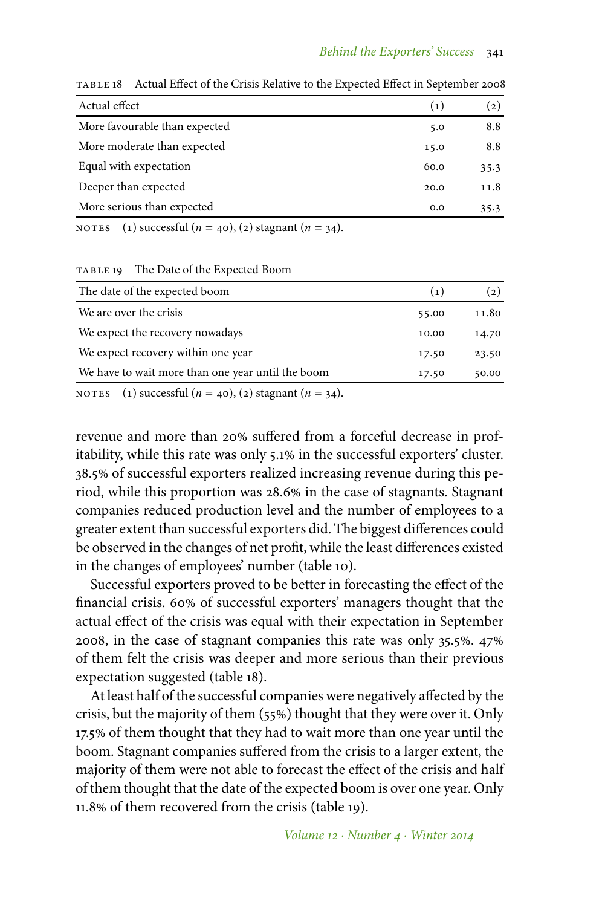TABLE 18 Actual Effect of the Crisis Relative to the Expected Effect in September 2008

| Actual effect | (1) | (2) |
|---|---|---|
| More favourable than expected | 5.0 | 8.8 |
| More moderate than expected | 15.0 | 8.8 |
| Equal with expectation | 60.0 | 35.3 |
| Deeper than expected | 20.0 | 11.8 |
| More serious than expected | 0.0 | 35.3 |

NOTES (1) successful ($n$ = 40), (2) stagnant ($n$ = 34).

TABLE 19 The Date of the Expected Boom

| The date of the expected boom | (1) | (2) |
|---|---|---|
| We are over the crisis | 55.00 | 11.80 |
| We expect the recovery nowadays | 10.00 | 14.70 |
| We expect recovery within one year | 17.50 | 23.50 |
| We have to wait more than one year until the boom | 17.50 | 50.00 |

NOTES (1) successful ($n$ = 40), (2) stagnant ($n$ = 34).

revenue and more than 20% suffered from a forceful decrease in profitability, while this rate was only 5.1% in the successful exporters' cluster. 38.5% of successful exporters realized increasing revenue during this period, while this proportion was 28.6% in the case of stagnants. Stagnant companies reduced production level and the number of employees to a greater extent than successful exporters did. The biggest differences could be observed in the changes of net profit, while the least differences existed in the changes of employees' number (table 10).

Successful exporters proved to be better in forecasting the effect of the financial crisis. 60% of successful exporters' managers thought that the actual effect of the crisis was equal with their expectation in September 2008, in the case of stagnant companies this rate was only 35.5%. 47% of them felt the crisis was deeper and more serious than their previous expectation suggested (table 18).

At least half of the successful companies were negatively affected by the crisis, but the majority of them (55%) thought that they were over it. Only 17.5% of them thought that they had to wait more than one year until the boom. Stagnant companies suffered from the crisis to a larger extent, the majority of them were not able to forecast the effect of the crisis and half of them thought that the date of the expected boom is over one year. Only 11.8% of them recovered from the crisis (table 19).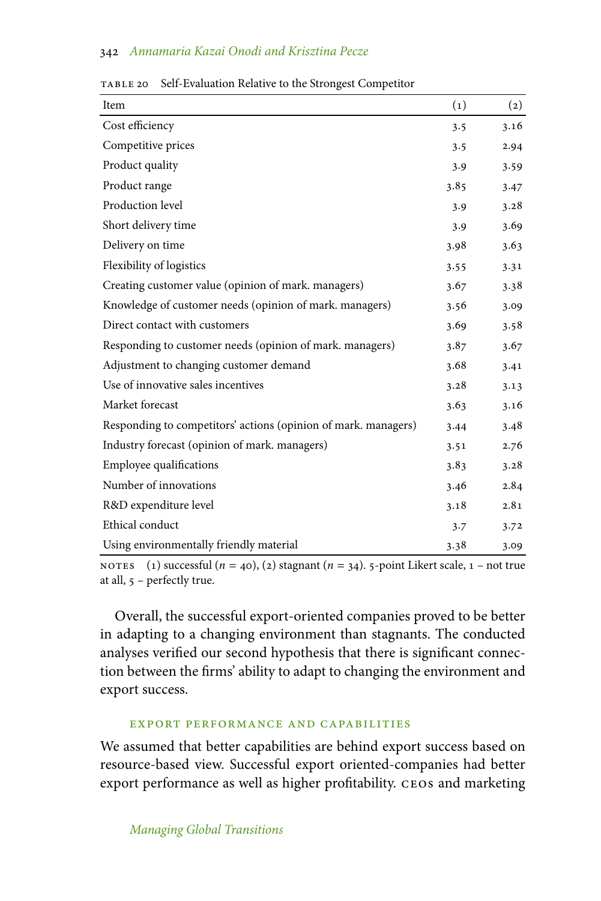TABLE 20 Self-Evaluation Relative to the Strongest Competitor

| Item | (1) | (2) |
|---|---|---|
| Cost efficiency | 3.5 | 3.16 |
| Competitive prices | 3.5 | 2.94 |
| Product quality | 3.9 | 3.59 |
| Product range | 3.85 | 3.47 |
| Production level | 3.9 | 3.28 |
| Short delivery time | 3.9 | 3.69 |
| Delivery on time | 3.98 | 3.63 |
| Flexibility of logistics | 3.55 | 3.31 |
| Creating customer value (opinion of mark. managers) | 3.67 | 3.38 |
| Knowledge of customer needs (opinion of mark. managers) | 3.56 | 3.09 |
| Direct contact with customers | 3.69 | 3.58 |
| Responding to customer needs (opinion of mark. managers) | 3.87 | 3.67 |
| Adjustment to changing customer demand | 3.68 | 3.41 |
| Use of innovative sales incentives | 3.28 | 3.13 |
| Market forecast | 3.63 | 3.16 |
| Responding to competitors' actions (opinion of mark. managers) | 3.44 | 3.48 |
| Industry forecast (opinion of mark. managers) | 3.51 | 2.76 |
| Employee qualifications | 3.83 | 3.28 |
| Number of innovations | 3.46 | 2.84 |
| R&D expenditure level | 3.18 | 2.81 |
| Ethical conduct | 3.7 | 3.72 |
| Using environmentally friendly material | 3.38 | 3.09 |

NOTES (1) successful ($n$ = 40), (2) stagnant ($n$ = 34). 5-point Likert scale, 1 – not true at all, 5 – perfectly true.

Overall, the successful export-oriented companies proved to be better in adapting to a changing environment than stagnants. The conducted analyses verified our second hypothesis that there is significant connection between the firms' ability to adapt to changing the environment and export success.

### EXPORT PERFORMANCE AND CAPABILITIES

We assumed that better capabilities are behind export success based on resource-based view. Successful export oriented-companies had better export performance as well as higher profitability. CEOs and marketing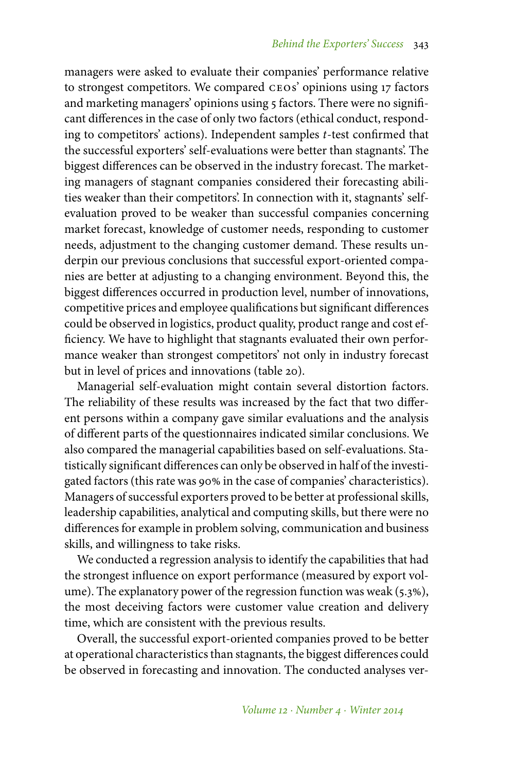managers were asked to evaluate their companies' performance relative to strongest competitors. We compared CEOs' opinions using 17 factors and marketing managers' opinions using 5 factors. There were no significant differences in the case of only two factors (ethical conduct, responding to competitors' actions). Independent samples *t*-test confirmed that the successful exporters' self-evaluations were better than stagnants'. The biggest differences can be observed in the industry forecast. The marketing managers of stagnant companies considered their forecasting abilities weaker than their competitors'. In connection with it, stagnants' self-evaluation proved to be weaker than successful companies concerning market forecast, knowledge of customer needs, responding to customer needs, adjustment to the changing customer demand. These results underpin our previous conclusions that successful export-oriented companies are better at adjusting to a changing environment. Beyond this, the biggest differences occurred in production level, number of innovations, competitive prices and employee qualifications but significant differences could be observed in logistics, product quality, product range and cost efficiency. We have to highlight that stagnants evaluated their own performance weaker than strongest competitors' not only in industry forecast but in level of prices and innovations (table 20).

Managerial self-evaluation might contain several distortion factors. The reliability of these results was increased by the fact that two different persons within a company gave similar evaluations and the analysis of different parts of the questionnaires indicated similar conclusions. We also compared the managerial capabilities based on self-evaluations. Statistically significant differences can only be observed in half of the investigated factors (this rate was 90% in the case of companies' characteristics). Managers of successful exporters proved to be better at professional skills, leadership capabilities, analytical and computing skills, but there were no differences for example in problem solving, communication and business skills, and willingness to take risks.

We conducted a regression analysis to identify the capabilities that had the strongest influence on export performance (measured by export volume). The explanatory power of the regression function was weak (5.3%), the most deceiving factors were customer value creation and delivery time, which are consistent with the previous results.

Overall, the successful export-oriented companies proved to be better at operational characteristics than stagnants, the biggest differences could be observed in forecasting and innovation. The conducted analyses ver-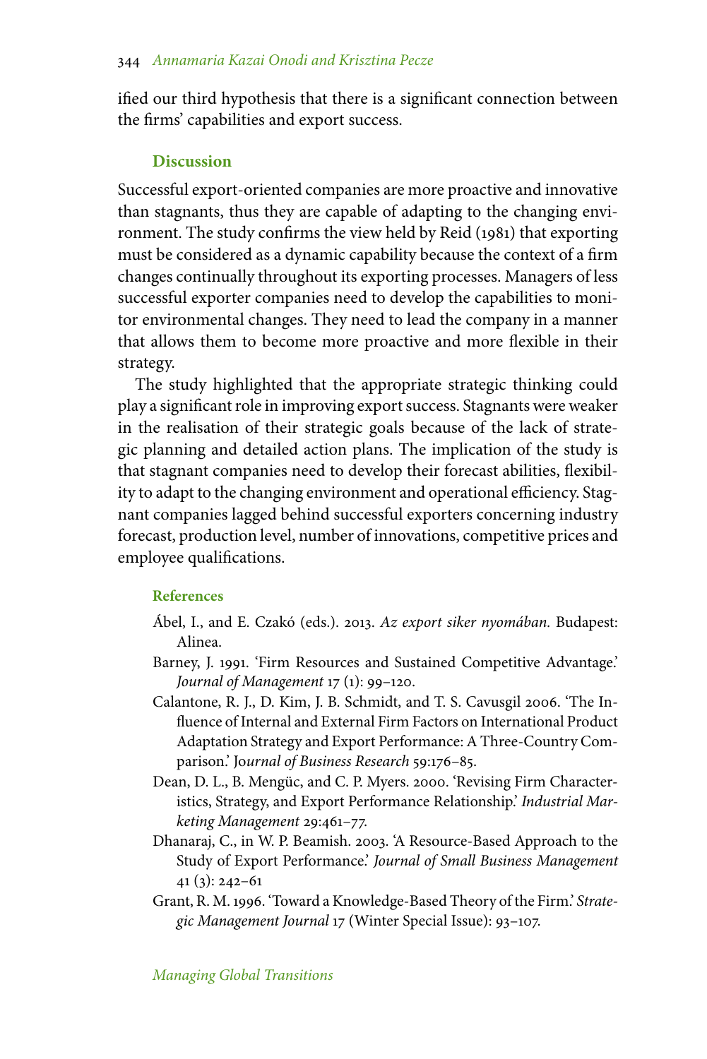ified our third hypothesis that there is a significant connection between the firms' capabilities and export success.

## Discussion

Successful export-oriented companies are more proactive and innovative than stagnants, thus they are capable of adapting to the changing environment. The study confirms the view held by Reid (1981) that exporting must be considered as a dynamic capability because the context of a firm changes continually throughout its exporting processes. Managers of less successful exporter companies need to develop the capabilities to monitor environmental changes. They need to lead the company in a manner that allows them to become more proactive and more flexible in their strategy.

The study highlighted that the appropriate strategic thinking could play a significant role in improving export success. Stagnants were weaker in the realisation of their strategic goals because of the lack of strategic planning and detailed action plans. The implication of the study is that stagnant companies need to develop their forecast abilities, flexibility to adapt to the changing environment and operational efficiency. Stagnant companies lagged behind successful exporters concerning industry forecast, production level, number of innovations, competitive prices and employee qualifications.

## References

Ábel, I., and E. Czakó (eds.). 2013. *Az export siker nyomában.* Budapest: Alinea.

Barney, J. 1991. 'Firm Resources and Sustained Competitive Advantage.' *Journal of Management* 17 (1): 99–120.

Calantone, R. J., D. Kim, J. B. Schmidt, and T. S. Cavusgil 2006. 'The Influence of Internal and External Firm Factors on International Product Adaptation Strategy and Export Performance: A Three-Country Comparison.' Jo*urnal of Business Research* 59:176–85.

Dean, D. L., B. Mengüc, and C. P. Myers. 2000. 'Revising Firm Characteristics, Strategy, and Export Performance Relationship.' *Industrial Marketing Management* 29:461–77.

Dhanaraj, C., in W. P. Beamish. 2003. 'A Resource-Based Approach to the Study of Export Performance.' *Journal of Small Business Management* 41 (3): 242–61

Grant, R. M. 1996. 'Toward a Knowledge-Based Theory of the Firm.' *Strategic Management Journal* 17 (Winter Special Issue): 93–107.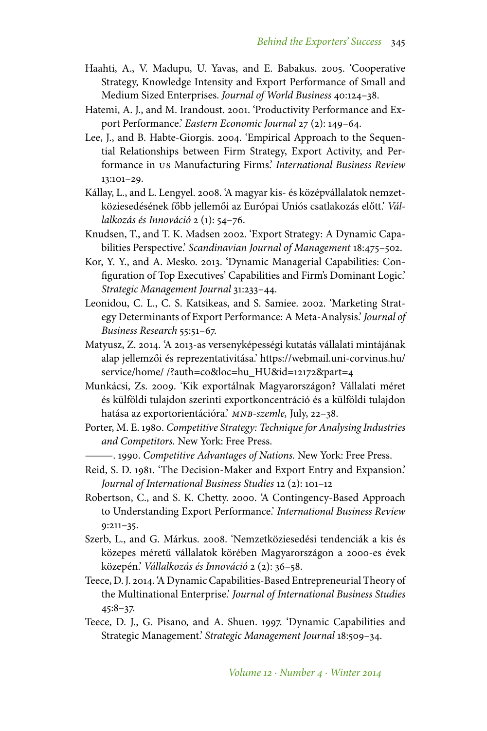Haahti, A., V. Madupu, U. Yavas, and E. Babakus. 2005. 'Cooperative Strategy, Knowledge Intensity and Export Performance of Small and Medium Sized Enterprises. *Journal of World Business* 40:124–38.

Hatemi, A. J., and M. Irandoust. 2001. 'Productivity Performance and Export Performance.' *Eastern Economic Journal* 27 (2): 149–64.

Lee, J., and B. Habte-Giorgis. 2004. 'Empirical Approach to the Sequential Relationships between Firm Strategy, Export Activity, and Performance in US Manufacturing Firms.' *International Business Review* 13:101–29.

Kállay, L., and L. Lengyel. 2008. 'A magyar kis- és középvállalatok nemzetköziesedésének főbb jellemői az Európai Uniós csatlakozás előtt.' *Vállalkozás és Innováció* 2 (1): 54–76.

Knudsen, T., and T. K. Madsen 2002. 'Export Strategy: A Dynamic Capabilities Perspective.' *Scandinavian Journal of Management* 18:475–502.

Kor, Y. Y., and A. Mesko. 2013. 'Dynamic Managerial Capabilities: Configuration of Top Executives' Capabilities and Firm's Dominant Logic.' *Strategic Management Journal* 31:233–44.

Leonidou, C. L., C. S. Katsikeas, and S. Samiee. 2002. 'Marketing Strategy Determinants of Export Performance: A Meta-Analysis.' *Journal of Business Research* 55:51–67.

Matyusz, Z. 2014. 'A 2013-as versenyképességi kutatás vállalati mintájának alap jellemzői és reprezentativitása.' https://webmail.uni-corvinus.hu/service/home/ /?auth=co&loc=hu_HU&id=12172&part=4

Munkácsi, Zs. 2009. 'Kik exportálnak Magyarországon? Vállalati méret és külföldi tulajdon szerinti exportkoncentráció és a külföldi tulajdon hatása az exportorientációra.' *MNB-szemle,* July, 22–38.

Porter, M. E. 1980. *Competitive Strategy: Technique for Analysing Industries and Competitors.* New York: Free Press.

———. 1990. *Competitive Advantages of Nations.* New York: Free Press.

Reid, S. D. 1981. 'The Decision-Maker and Export Entry and Expansion.' *Journal of International Business Studies* 12 (2): 101–12

Robertson, C., and S. K. Chetty. 2000. 'A Contingency-Based Approach to Understanding Export Performance.' *International Business Review* 9:211–35.

Szerb, L., and G. Márkus. 2008. 'Nemzetköziesedési tendenciák a kis és közepes méretű vállalatok körében Magyarországon a 2000-es évek közepén.' *Vállalkozás és Innováció* 2 (2): 36–58.

Teece, D. J. 2014. 'A Dynamic Capabilities-Based Entrepreneurial Theory of the Multinational Enterprise.' *Journal of International Business Studies* 45:8–37.

Teece, D. J., G. Pisano, and A. Shuen. 1997. 'Dynamic Capabilities and Strategic Management.' *Strategic Management Journal* 18:509–34.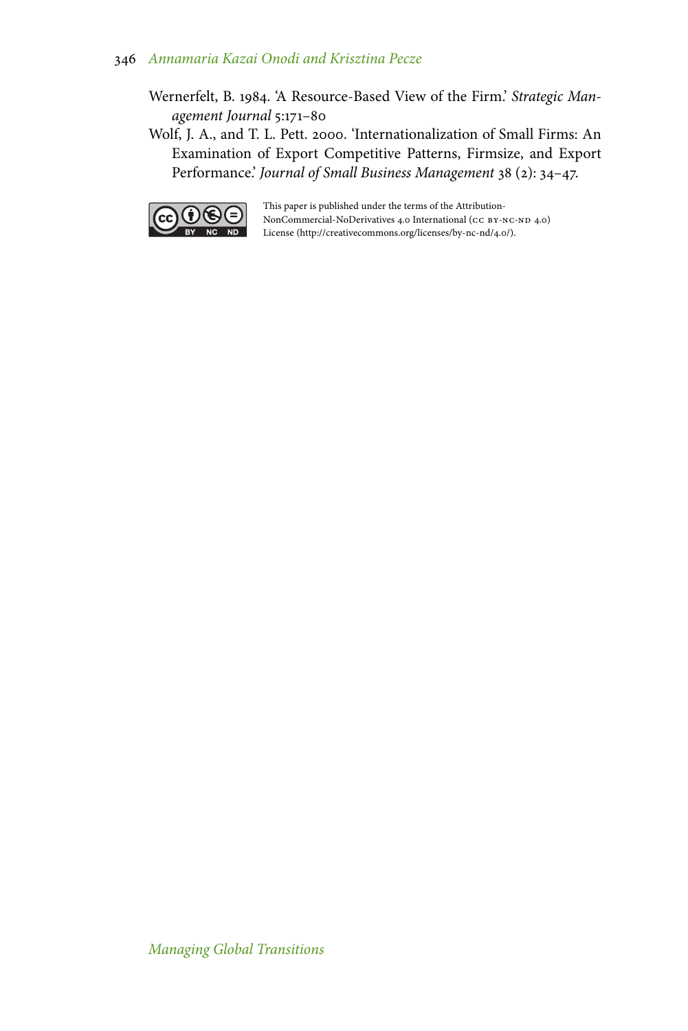Wernerfelt, B. 1984. 'A Resource-Based View of the Firm.' *Strategic Management Journal* 5:171–80

Wolf, J. A., and T. L. Pett. 2000. 'Internationalization of Small Firms: An Examination of Export Competitive Patterns, Firmsize, and Export Performance.' *Journal of Small Business Management* 38 (2): 34–47.

This paper is published under the terms of the Attribution-NonCommercial-NoDerivatives 4.0 International (CC BY-NC-ND 4.0) License (http://creativecommons.org/licenses/by-nc-nd/4.0/).